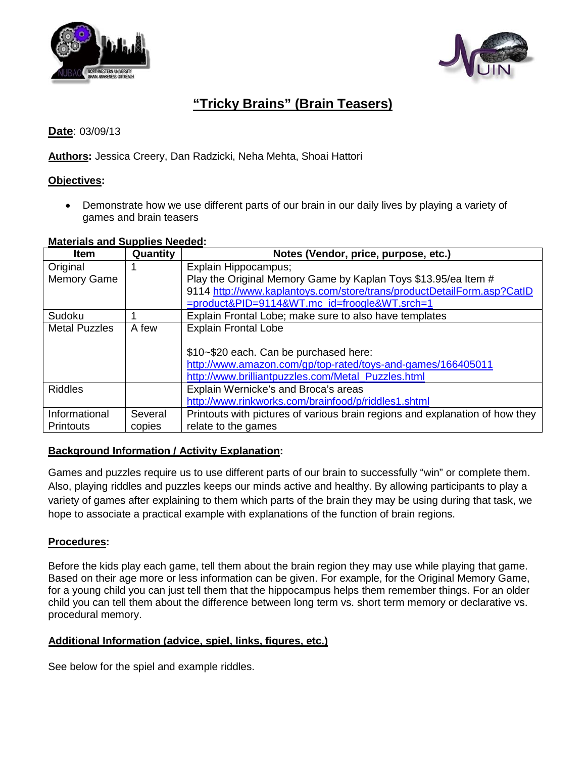# "Tricky Brains" (Brain Teasers)

**Date**: 03/09/13

**Authors:** Jessica Creery, Dan Radzicki, Neha Mehta, Shoai Hattori

**Objectives:**

- Demonstrate how we use different parts of our brain in our daily lives by playing a variety of games and brain teasers

**Materials and Supplies Needed:**

| Item | Quantity | Notes (Vendor, price, purpose, etc.) |
|---|---|---|
| Original Memory Game | 1 | Explain Hippocampus; Play the Original Memory Game by Kaplan Toys $13.95/ea Item # 9114 http://www.kaplantoys.com/store/trans/productDetailForm.asp?CatID=product&PID=9114&WT.mc_id=froogle&WT.srch=1 |
| Sudoku | 1 | Explain Frontal Lobe; make sure to also have templates |
| Metal Puzzles | A few | Explain Frontal Lobe<br><br>$10~$20 each. Can be purchased here: http://www.amazon.com/gp/top-rated/toys-and-games/166405011 http://www.brilliantpuzzles.com/Metal_Puzzles.html |
| Riddles | | Explain Wernicke's and Broca's areas http://www.rinkworks.com/brainfood/p/riddles1.shtml |
| Informational Printouts | Several copies | Printouts with pictures of various brain regions and explanation of how they relate to the games |

**Background Information / Activity Explanation:**

Games and puzzles require us to use different parts of our brain to successfully "win" or complete them. Also, playing riddles and puzzles keeps our minds active and healthy. By allowing participants to play a variety of games after explaining to them which parts of the brain they may be using during that task, we hope to associate a practical example with explanations of the function of brain regions.

**Procedures:**

Before the kids play each game, tell them about the brain region they may use while playing that game. Based on their age more or less information can be given. For example, for the Original Memory Game, for a young child you can just tell them that the hippocampus helps them remember things. For an older child you can tell them about the difference between long term vs. short term memory or declarative vs. procedural memory.

**Additional Information (advice, spiel, links, figures, etc.)**

See below for the spiel and example riddles.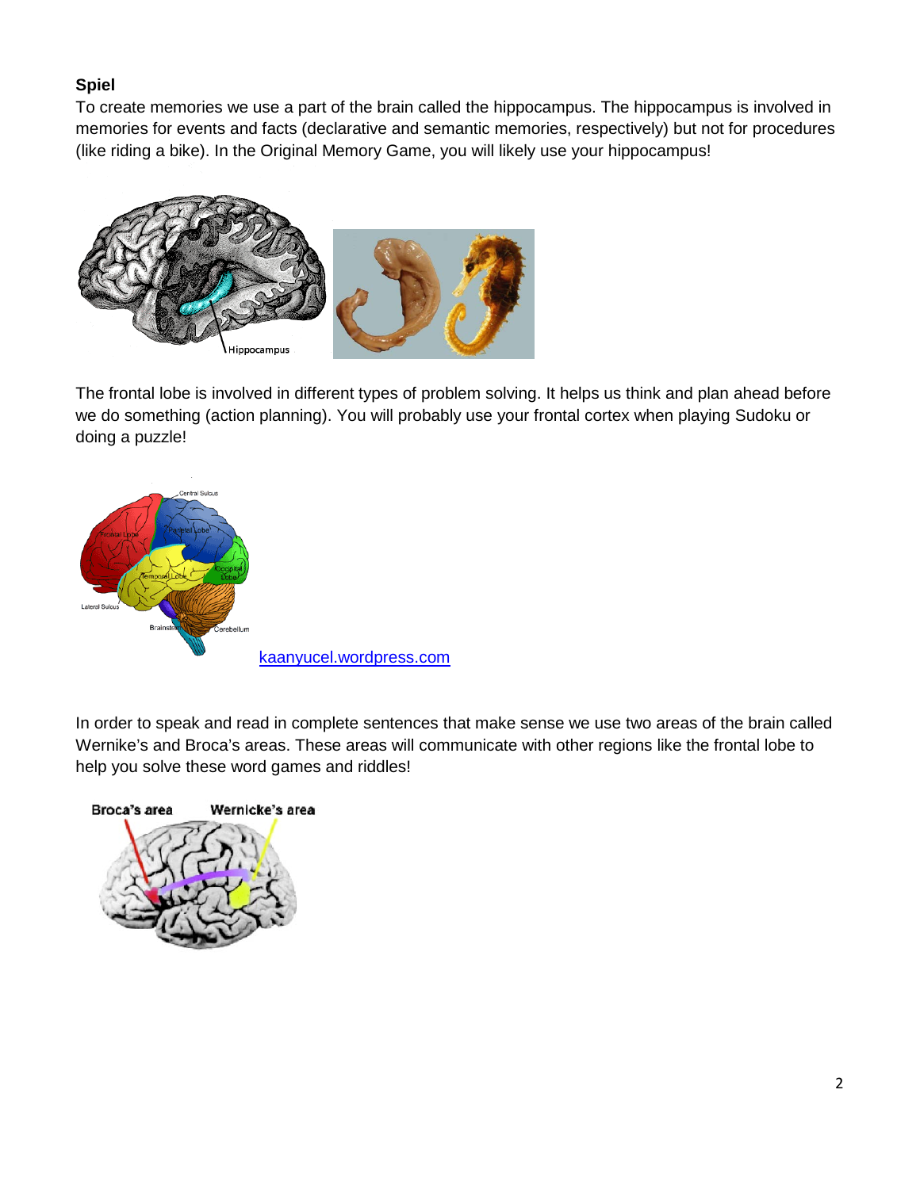**Spiel**

To create memories we use a part of the brain called the hippocampus. The hippocampus is involved in memories for events and facts (declarative and semantic memories, respectively) but not for procedures (like riding a bike). In the Original Memory Game, you will likely use your hippocampus!

The frontal lobe is involved in different types of problem solving. It helps us think and plan ahead before we do something (action planning). You will probably use your frontal cortex when playing Sudoku or doing a puzzle!

kaanyucel.wordpress.com

In order to speak and read in complete sentences that make sense we use two areas of the brain called Wernike's and Broca's areas. These areas will communicate with other regions like the frontal lobe to help you solve these word games and riddles!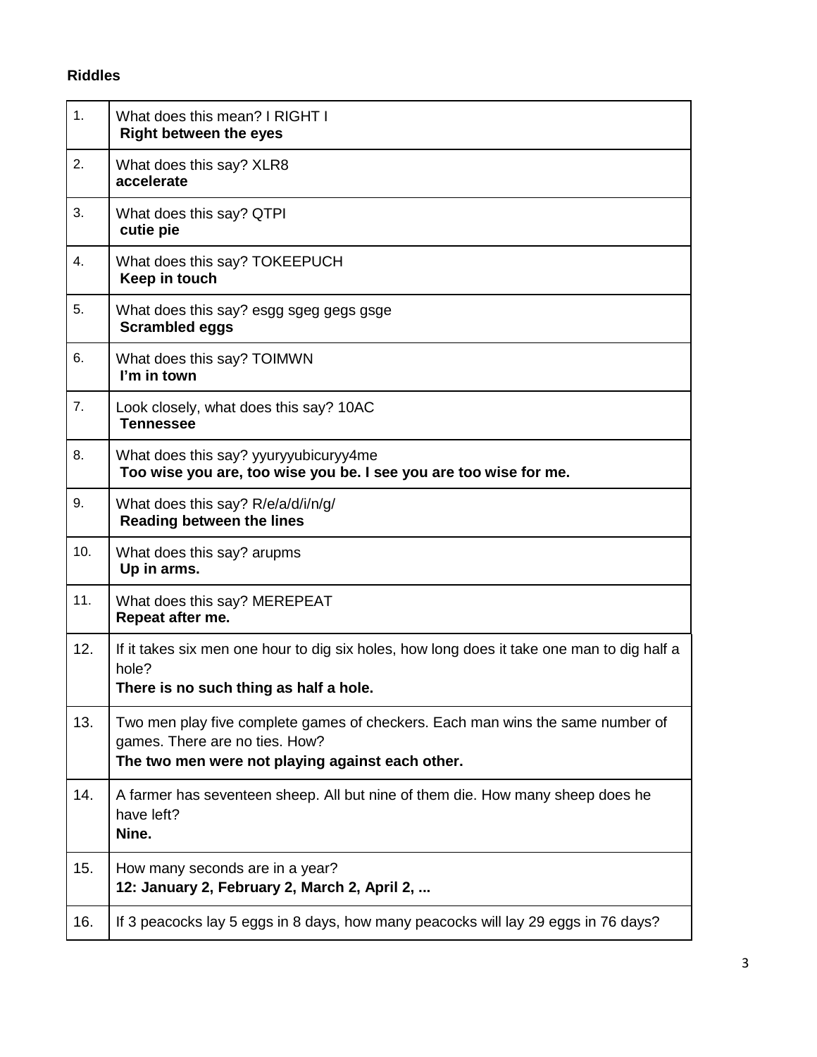**Riddles**

| | |
|---|---|
| 1. | What does this mean? I RIGHT I<br>**Right between the eyes** |
| 2. | What does this say? XLR8<br>**accelerate** |
| 3. | What does this say? QTPI<br>**cutie pie** |
| 4. | What does this say? TOKEEPUCH<br>**Keep in touch** |
| 5. | What does this say? esgg sgeg gegs gsge<br>**Scrambled eggs** |
| 6. | What does this say? TOIMWN<br>**I'm in town** |
| 7. | Look closely, what does this say? 10AC<br>**Tennessee** |
| 8. | What does this say? yyuryyubicuryy4me<br>**Too wise you are, too wise you be. I see you are too wise for me.** |
| 9. | What does this say? R/e/a/d/i/n/g/<br>**Reading between the lines** |
| 10. | What does this say? arupms<br>**Up in arms.** |
| 11. | What does this say? MEREPEAT<br>**Repeat after me.** |
| 12. | If it takes six men one hour to dig six holes, how long does it take one man to dig half a hole?<br>**There is no such thing as half a hole.** |
| 13. | Two men play five complete games of checkers. Each man wins the same number of games. There are no ties. How?<br>**The two men were not playing against each other.** |
| 14. | A farmer has seventeen sheep. All but nine of them die. How many sheep does he have left?<br>**Nine.** |
| 15. | How many seconds are in a year?<br>**12: January 2, February 2, March 2, April 2, ...** |
| 16. | If 3 peacocks lay 5 eggs in 8 days, how many peacocks will lay 29 eggs in 76 days? |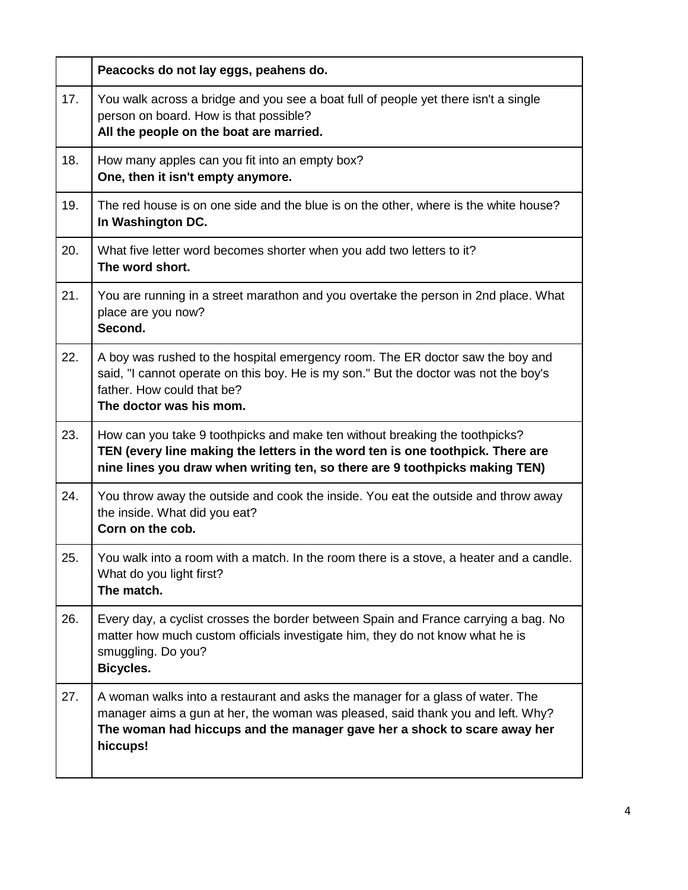| | |
|---|---|
| | **Peacocks do not lay eggs, peahens do.** |
| 17. | You walk across a bridge and you see a boat full of people yet there isn't a single person on board. How is that possible?<br>**All the people on the boat are married.** |
| 18. | How many apples can you fit into an empty box?<br>**One, then it isn't empty anymore.** |
| 19. | The red house is on one side and the blue is on the other, where is the white house?<br>**In Washington DC.** |
| 20. | What five letter word becomes shorter when you add two letters to it?<br>**The word short.** |
| 21. | You are running in a street marathon and you overtake the person in 2nd place. What place are you now?<br>**Second.** |
| 22. | A boy was rushed to the hospital emergency room. The ER doctor saw the boy and said, "I cannot operate on this boy. He is my son." But the doctor was not the boy's father. How could that be?<br>**The doctor was his mom.** |
| 23. | How can you take 9 toothpicks and make ten without breaking the toothpicks?<br>**TEN (every line making the letters in the word ten is one toothpick. There are nine lines you draw when writing ten, so there are 9 toothpicks making TEN)** |
| 24. | You throw away the outside and cook the inside. You eat the outside and throw away the inside. What did you eat?<br>**Corn on the cob.** |
| 25. | You walk into a room with a match. In the room there is a stove, a heater and a candle. What do you light first?<br>**The match.** |
| 26. | Every day, a cyclist crosses the border between Spain and France carrying a bag. No matter how much custom officials investigate him, they do not know what he is smuggling. Do you?<br>**Bicycles.** |
| 27. | A woman walks into a restaurant and asks the manager for a glass of water. The manager aims a gun at her, the woman was pleased, said thank you and left. Why?<br>**The woman had hiccups and the manager gave her a shock to scare away her hiccups!** |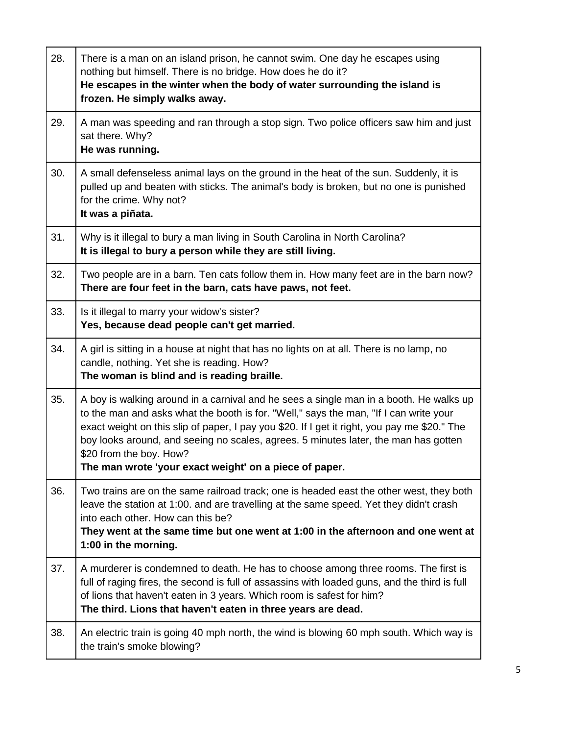| | |
|---|---|
| 28. | There is a man on an island prison, he cannot swim. One day he escapes using nothing but himself. There is no bridge. How does he do it?<br>**He escapes in the winter when the body of water surrounding the island is frozen. He simply walks away.** |
| 29. | A man was speeding and ran through a stop sign. Two police officers saw him and just sat there. Why?<br>**He was running.** |
| 30. | A small defenseless animal lays on the ground in the heat of the sun. Suddenly, it is pulled up and beaten with sticks. The animal's body is broken, but no one is punished for the crime. Why not?<br>**It was a piñata.** |
| 31. | Why is it illegal to bury a man living in South Carolina in North Carolina?<br>**It is illegal to bury a person while they are still living.** |
| 32. | Two people are in a barn. Ten cats follow them in. How many feet are in the barn now?<br>**There are four feet in the barn, cats have paws, not feet.** |
| 33. | Is it illegal to marry your widow's sister?<br>**Yes, because dead people can't get married.** |
| 34. | A girl is sitting in a house at night that has no lights on at all. There is no lamp, no candle, nothing. Yet she is reading. How?<br>**The woman is blind and is reading braille.** |
| 35. | A boy is walking around in a carnival and he sees a single man in a booth. He walks up to the man and asks what the booth is for. "Well," says the man, "If I can write your exact weight on this slip of paper, I pay you $20. If I get it right, you pay me $20." The boy looks around, and seeing no scales, agrees. 5 minutes later, the man has gotten $20 from the boy. How?<br>**The man wrote 'your exact weight' on a piece of paper.** |
| 36. | Two trains are on the same railroad track; one is headed east the other west, they both leave the station at 1:00. and are travelling at the same speed. Yet they didn't crash into each other. How can this be?<br>**They went at the same time but one went at 1:00 in the afternoon and one went at 1:00 in the morning.** |
| 37. | A murderer is condemned to death. He has to choose among three rooms. The first is full of raging fires, the second is full of assassins with loaded guns, and the third is full of lions that haven't eaten in 3 years. Which room is safest for him?<br>**The third. Lions that haven't eaten in three years are dead.** |
| 38. | An electric train is going 40 mph north, the wind is blowing 60 mph south. Which way is the train's smoke blowing? |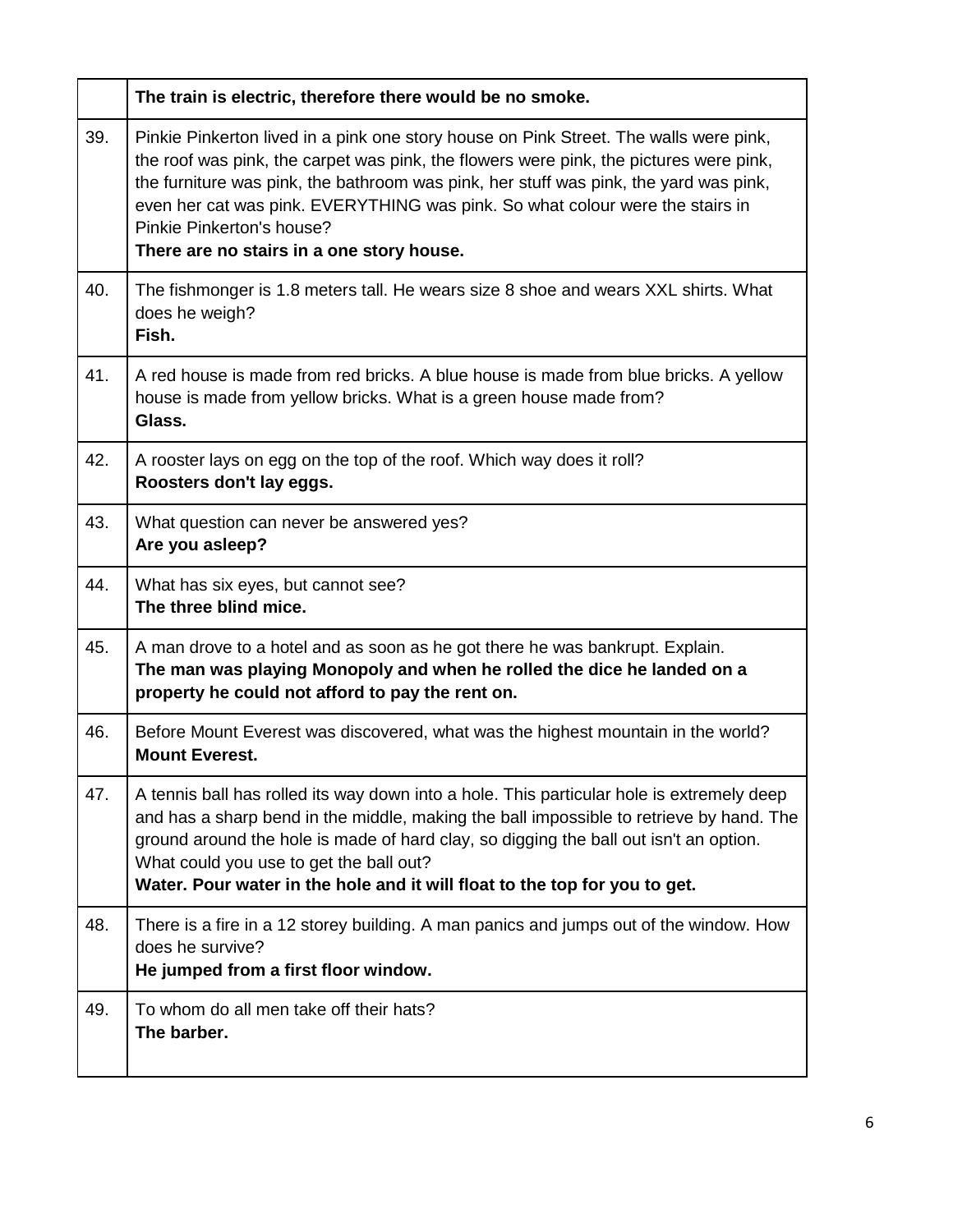| | |
|---|---|
| | **The train is electric, therefore there would be no smoke.** |
| 39. | Pinkie Pinkerton lived in a pink one story house on Pink Street. The walls were pink, the roof was pink, the carpet was pink, the flowers were pink, the pictures were pink, the furniture was pink, the bathroom was pink, her stuff was pink, the yard was pink, even her cat was pink. EVERYTHING was pink. So what colour were the stairs in Pinkie Pinkerton's house?<br>**There are no stairs in a one story house.** |
| 40. | The fishmonger is 1.8 meters tall. He wears size 8 shoe and wears XXL shirts. What does he weigh?<br>**Fish.** |
| 41. | A red house is made from red bricks. A blue house is made from blue bricks. A yellow house is made from yellow bricks. What is a green house made from?<br>**Glass.** |
| 42. | A rooster lays on egg on the top of the roof. Which way does it roll?<br>**Roosters don't lay eggs.** |
| 43. | What question can never be answered yes?<br>**Are you asleep?** |
| 44. | What has six eyes, but cannot see?<br>**The three blind mice.** |
| 45. | A man drove to a hotel and as soon as he got there he was bankrupt. Explain.<br>**The man was playing Monopoly and when he rolled the dice he landed on a property he could not afford to pay the rent on.** |
| 46. | Before Mount Everest was discovered, what was the highest mountain in the world?<br>**Mount Everest.** |
| 47. | A tennis ball has rolled its way down into a hole. This particular hole is extremely deep and has a sharp bend in the middle, making the ball impossible to retrieve by hand. The ground around the hole is made of hard clay, so digging the ball out isn't an option. What could you use to get the ball out?<br>**Water. Pour water in the hole and it will float to the top for you to get.** |
| 48. | There is a fire in a 12 storey building. A man panics and jumps out of the window. How does he survive?<br>**He jumped from a first floor window.** |
| 49. | To whom do all men take off their hats?<br>**The barber.** |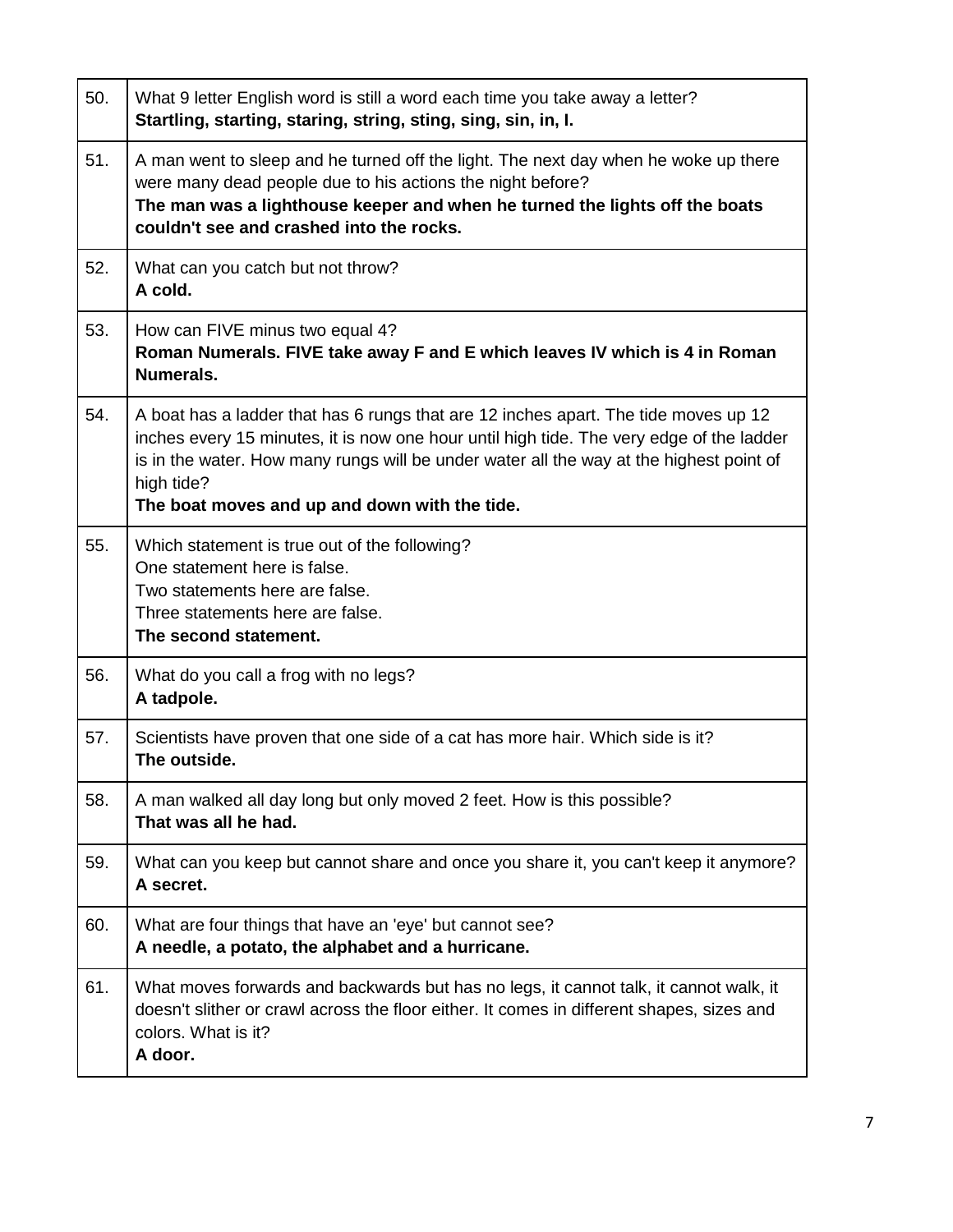| | |
|---|---|
| 50. | What 9 letter English word is still a word each time you take away a letter?<br>**Startling, starting, staring, string, sting, sing, sin, in, I.** |
| 51. | A man went to sleep and he turned off the light. The next day when he woke up there were many dead people due to his actions the night before?<br>**The man was a lighthouse keeper and when he turned the lights off the boats couldn't see and crashed into the rocks.** |
| 52. | What can you catch but not throw?<br>**A cold.** |
| 53. | How can FIVE minus two equal 4?<br>**Roman Numerals. FIVE take away F and E which leaves IV which is 4 in Roman Numerals.** |
| 54. | A boat has a ladder that has 6 rungs that are 12 inches apart. The tide moves up 12 inches every 15 minutes, it is now one hour until high tide. The very edge of the ladder is in the water. How many rungs will be under water all the way at the highest point of high tide?<br>**The boat moves and up and down with the tide.** |
| 55. | Which statement is true out of the following?<br>One statement here is false.<br>Two statements here are false.<br>Three statements here are false.<br>**The second statement.** |
| 56. | What do you call a frog with no legs?<br>**A tadpole.** |
| 57. | Scientists have proven that one side of a cat has more hair. Which side is it?<br>**The outside.** |
| 58. | A man walked all day long but only moved 2 feet. How is this possible?<br>**That was all he had.** |
| 59. | What can you keep but cannot share and once you share it, you can't keep it anymore?<br>**A secret.** |
| 60. | What are four things that have an 'eye' but cannot see?<br>**A needle, a potato, the alphabet and a hurricane.** |
| 61. | What moves forwards and backwards but has no legs, it cannot talk, it cannot walk, it doesn't slither or crawl across the floor either. It comes in different shapes, sizes and colors. What is it?<br>**A door.** |